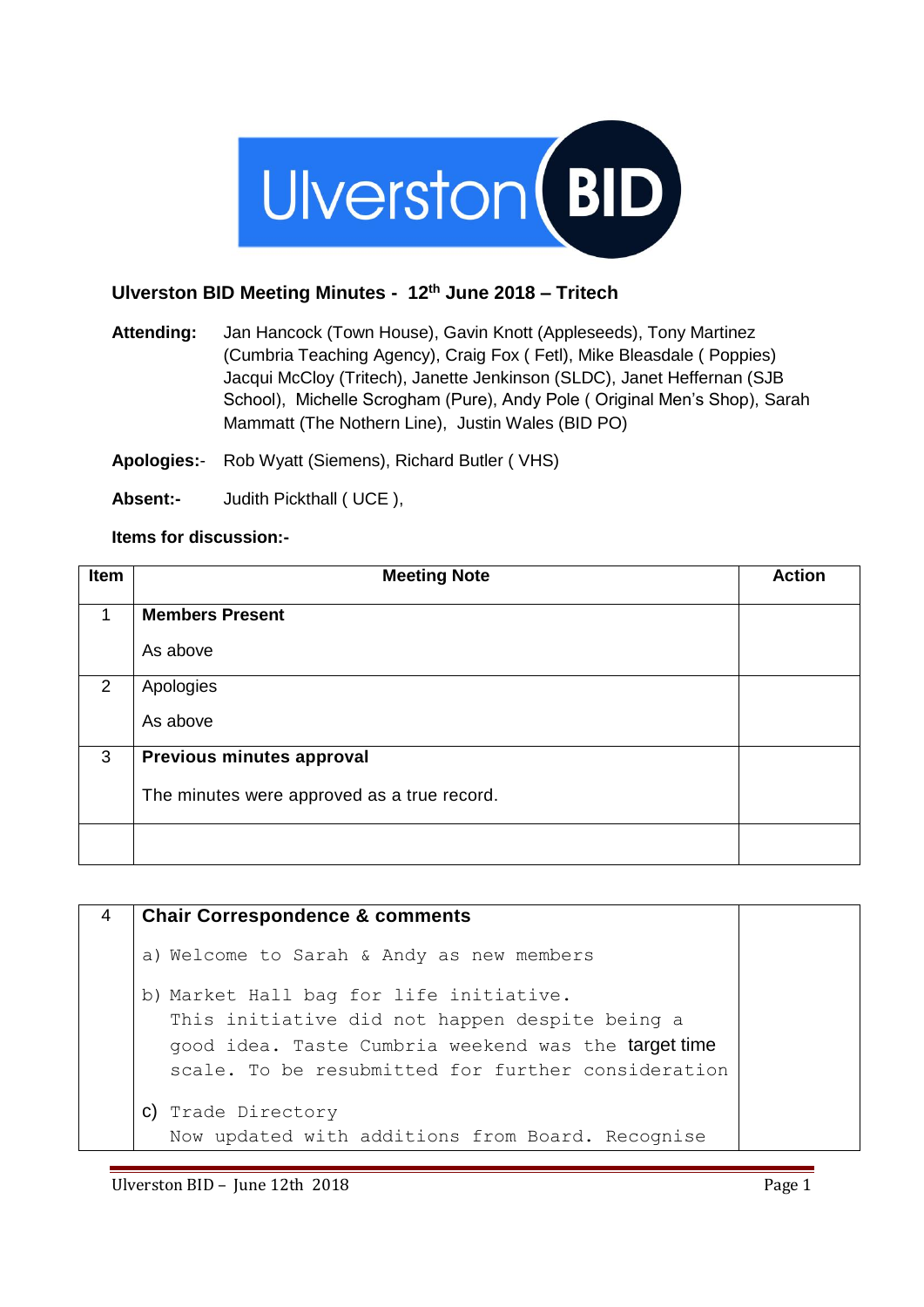**Ulverston BID**

## Ulverston BID Meeting Minutes - 12th June 2018 – Tritech

**Attending:** Jan Hancock (Town House), Gavin Knott (Appleseeds), Tony Martinez (Cumbria Teaching Agency), Craig Fox ( Fetl), Mike Bleasdale ( Poppies) Jacqui McCloy (Tritech), Janette Jenkinson (SLDC), Janet Heffernan (SJB School), Michelle Scrogham (Pure), Andy Pole ( Original Men's Shop), Sarah Mammatt (The Nothern Line), Justin Wales (BID PO)

**Apologies:**- Rob Wyatt (Siemens), Richard Butler ( VHS)

**Absent:-** Judith Pickthall ( UCE ),

**Items for discussion:-**

| Item | Meeting Note | Action |
|---|---|---|
| 1 | **Members Present**<br><br>As above | |
| 2 | Apologies<br><br>As above | |
| 3 | **Previous minutes approval**<br><br>The minutes were approved as a true record. | |
| | | |

| | | |
|---|---|---|
| 4 | **Chair Correspondence & comments**<br><br>a) Welcome to Sarah & Andy as new members<br><br>b) Market Hall bag for life initiative. This initiative did not happen despite being a good idea. Taste Cumbria weekend was the target time scale. To be resubmitted for further consideration<br><br>c) Trade Directory Now updated with additions from Board. Recognise | |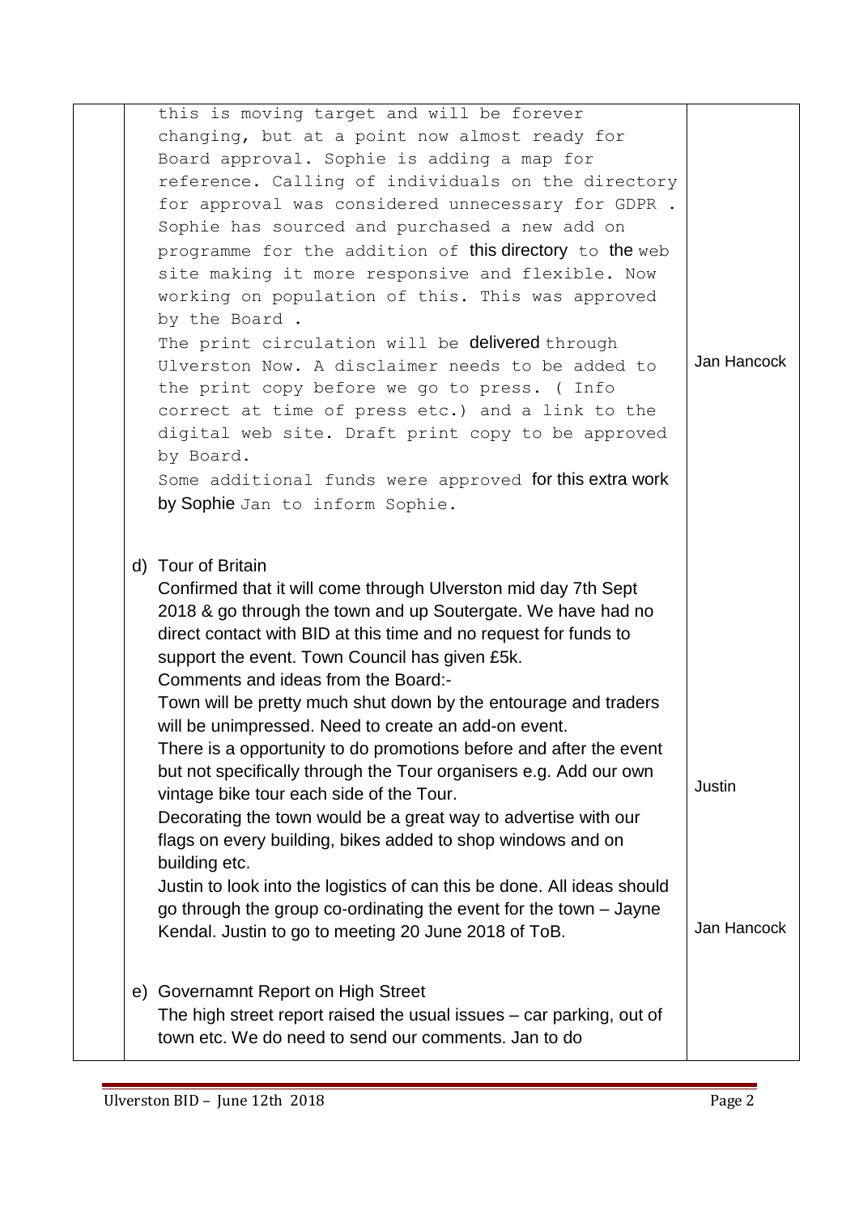| | | |
|---|---|---|
| | this is moving target and will be forever changing, but at a point now almost ready for Board approval. Sophie is adding a map for reference. Calling of individuals on the directory for approval was considered unnecessary for GDPR . Sophie has sourced and purchased a new add on programme for the addition of this directory to the web site making it more responsive and flexible. Now working on population of this. This was approved by the Board .<br>The print circulation will be delivered through Ulverston Now. A disclaimer needs to be added to the print copy before we go to press. ( Info correct at time of press etc.) and a link to the digital web site. Draft print copy to be approved by Board.<br>Some additional funds were approved for this extra work by Sophie Jan to inform Sophie. | Jan Hancock |
| | d) Tour of Britain<br>Confirmed that it will come through Ulverston mid day 7th Sept 2018 & go through the town and up Soutergate. We have had no direct contact with BID at this time and no request for funds to support the event. Town Council has given £5k.<br>Comments and ideas from the Board:-<br>Town will be pretty much shut down by the entourage and traders will be unimpressed. Need to create an add-on event.<br>There is a opportunity to do promotions before and after the event but not specifically through the Tour organisers e.g. Add our own vintage bike tour each side of the Tour.<br>Decorating the town would be a great way to advertise with our flags on every building, bikes added to shop windows and on building etc.<br>Justin to look into the logistics of can this be done. All ideas should go through the group co-ordinating the event for the town – Jayne Kendal. Justin to go to meeting 20 June 2018 of ToB. | Justin<br><br>Jan Hancock |
| | e) Governamnt Report on High Street<br>The high street report raised the usual issues – car parking, out of town etc. We do need to send our comments. Jan to do | |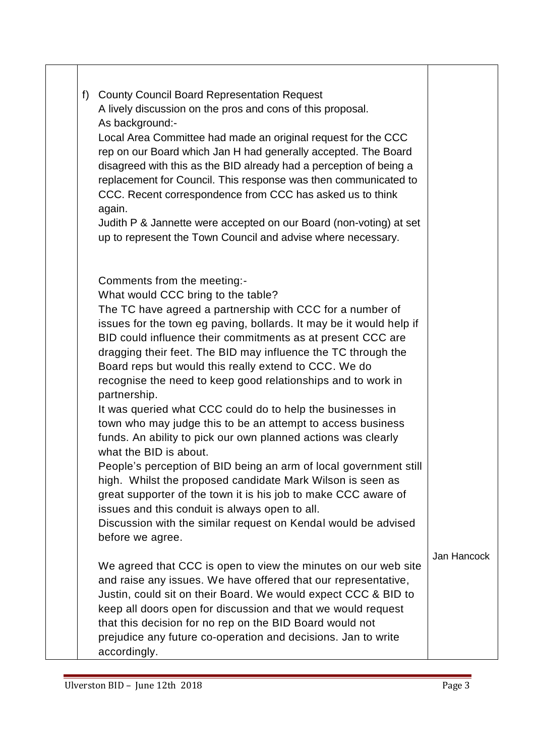| | | |
|---|---|---|
| | f) County Council Board Representation Request<br>A lively discussion on the pros and cons of this proposal.<br>As background:-<br>Local Area Committee had made an original request for the CCC rep on our Board which Jan H had generally accepted. The Board disagreed with this as the BID already had a perception of being a replacement for Council. This response was then communicated to CCC. Recent correspondence from CCC has asked us to think again.<br>Judith P & Jannette were accepted on our Board (non-voting) at set up to represent the Town Council and advise where necessary.<br><br>Comments from the meeting:-<br>What would CCC bring to the table?<br>The TC have agreed a partnership with CCC for a number of issues for the town eg paving, bollards. It may be it would help if BID could influence their commitments as at present CCC are dragging their feet. The BID may influence the TC through the Board reps but would this really extend to CCC. We do recognise the need to keep good relationships and to work in partnership.<br>It was queried what CCC could do to help the businesses in town who may judge this to be an attempt to access business funds. An ability to pick our own planned actions was clearly what the BID is about.<br>People's perception of BID being an arm of local government still high. Whilst the proposed candidate Mark Wilson is seen as great supporter of the town it is his job to make CCC aware of issues and this conduit is always open to all.<br>Discussion with the similar request on Kendal would be advised before we agree.<br><br>We agreed that CCC is open to view the minutes on our web site and raise any issues. We have offered that our representative, Justin, could sit on their Board. We would expect CCC & BID to keep all doors open for discussion and that we would request that this decision for no rep on the BID Board would not prejudice any future co-operation and decisions. Jan to write accordingly. | Jan Hancock |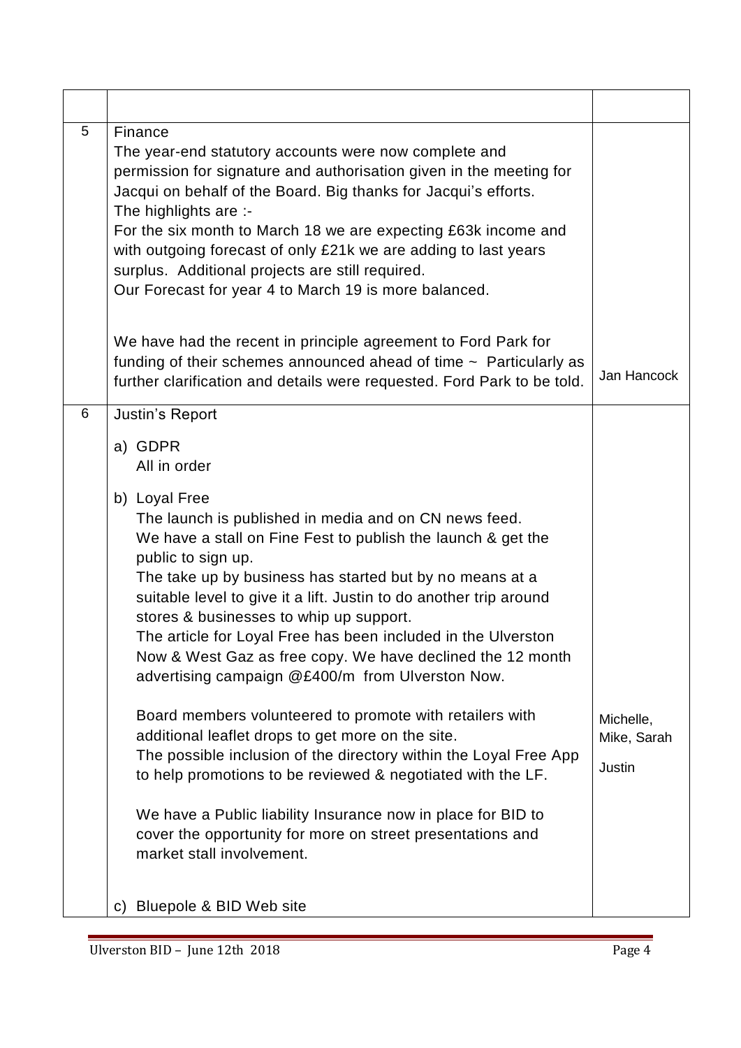| | | |
|---|---|---|
| 5 | Finance<br>The year-end statutory accounts were now complete and permission for signature and authorisation given in the meeting for Jacqui on behalf of the Board. Big thanks for Jacqui's efforts.<br>The highlights are :-<br>For the six month to March 18 we are expecting £63k income and with outgoing forecast of only £21k we are adding to last years surplus. Additional projects are still required.<br>Our Forecast for year 4 to March 19 is more balanced.<br><br>We have had the recent in principle agreement to Ford Park for funding of their schemes announced ahead of time ~ Particularly as further clarification and details were requested. Ford Park to be told. | Jan Hancock |
| 6 | Justin's Report<br><br>a) GDPR<br>All in order<br><br>b) Loyal Free<br>The launch is published in media and on CN news feed.<br>We have a stall on Fine Fest to publish the launch & get the public to sign up.<br>The take up by business has started but by no means at a suitable level to give it a lift. Justin to do another trip around stores & businesses to whip up support.<br>The article for Loyal Free has been included in the Ulverston Now & West Gaz as free copy. We have declined the 12 month advertising campaign @£400/m from Ulverston Now.<br><br>Board members volunteered to promote with retailers with additional leaflet drops to get more on the site.<br>The possible inclusion of the directory within the Loyal Free App to help promotions to be reviewed & negotiated with the LF.<br><br>We have a Public liability Insurance now in place for BID to cover the opportunity for more on street presentations and market stall involvement.<br><br>c) Bluepole & BID Web site | Michelle, Mike, Sarah<br><br>Justin |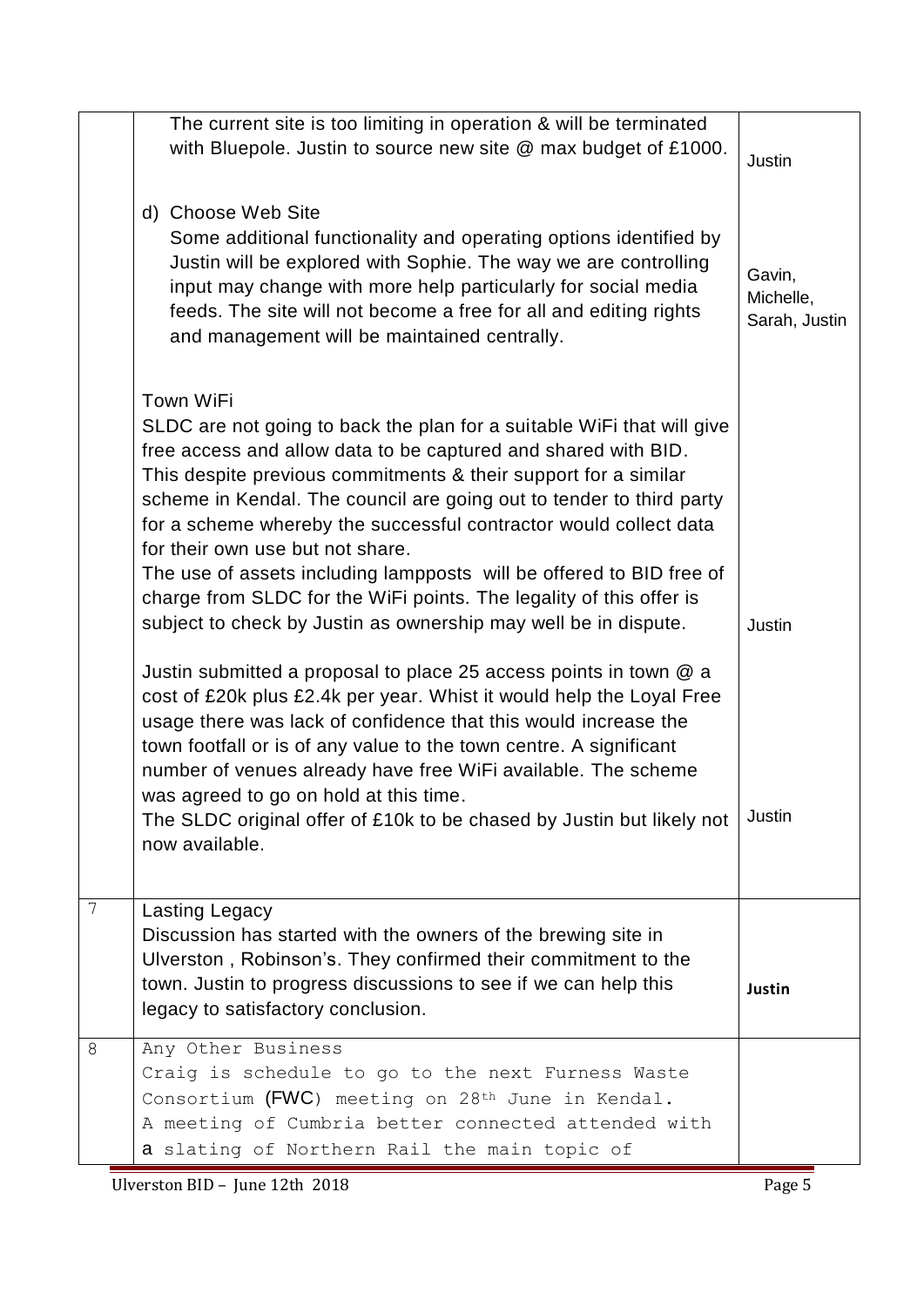| | | |
|---|---|---|
| | The current site is too limiting in operation & will be terminated with Bluepole. Justin to source new site @ max budget of £1000. | Justin |
| | d) Choose Web Site<br>Some additional functionality and operating options identified by Justin will be explored with Sophie. The way we are controlling input may change with more help particularly for social media feeds. The site will not become a free for all and editing rights and management will be maintained centrally. | Gavin, Michelle, Sarah, Justin |
| | Town WiFi<br>SLDC are not going to back the plan for a suitable WiFi that will give free access and allow data to be captured and shared with BID. This despite previous commitments & their support for a similar scheme in Kendal. The council are going out to tender to third party for a scheme whereby the successful contractor would collect data for their own use but not share.<br>The use of assets including lampposts will be offered to BID free of charge from SLDC for the WiFi points. The legality of this offer is subject to check by Justin as ownership may well be in dispute. | Justin |
| | Justin submitted a proposal to place 25 access points in town @ a cost of £20k plus £2.4k per year. Whist it would help the Loyal Free usage there was lack of confidence that this would increase the town footfall or is of any value to the town centre. A significant number of venues already have free WiFi available. The scheme was agreed to go on hold at this time.<br>The SLDC original offer of £10k to be chased by Justin but likely not now available. | Justin |
| 7 | Lasting Legacy<br>Discussion has started with the owners of the brewing site in Ulverston , Robinson's. They confirmed their commitment to the town. Justin to progress discussions to see if we can help this legacy to satisfactory conclusion. | **Justin** |
| 8 | Any Other Business<br>Craig is schedule to go to the next Furness Waste Consortium (FWC) meeting on 28th June in Kendal.<br>A meeting of Cumbria better connected attended with a slating of Northern Rail the main topic of | |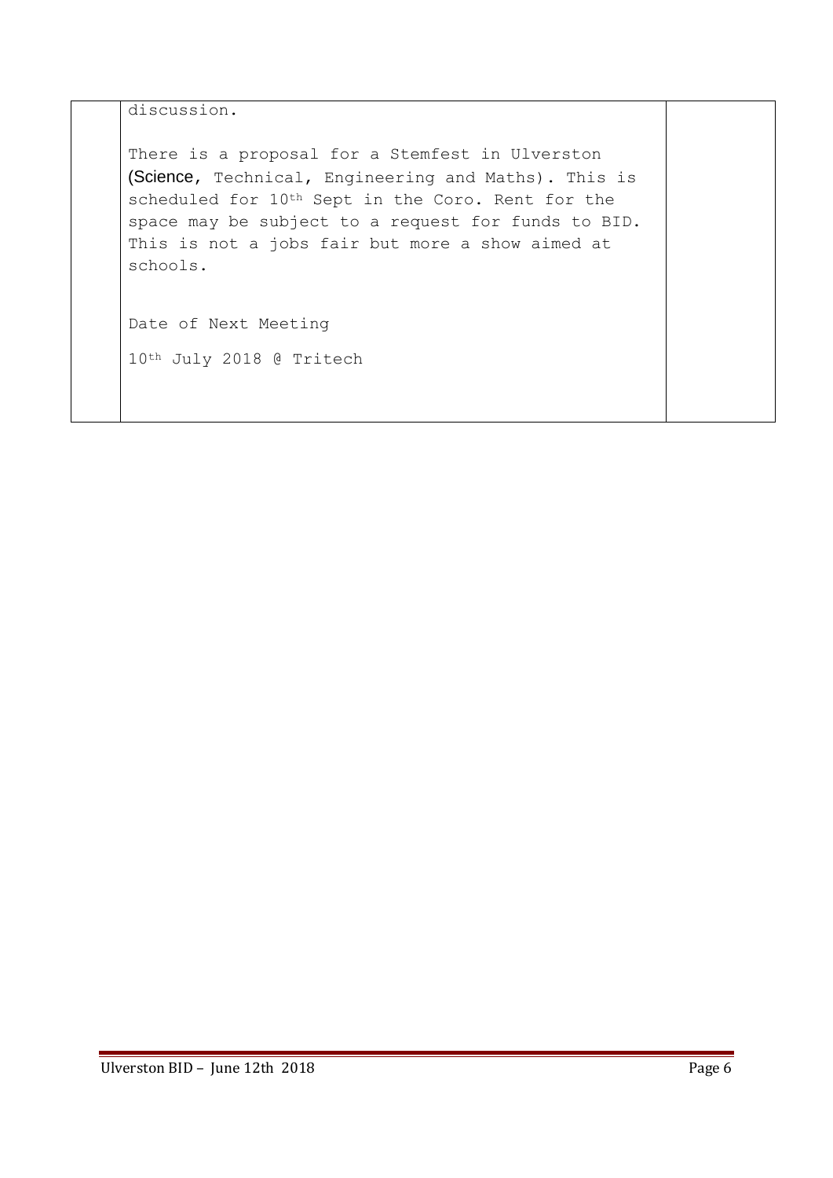| | | |
|---|---|---|
| | discussion.<br><br>There is a proposal for a Stemfest in Ulverston (Science, Technical, Engineering and Maths). This is scheduled for 10th Sept in the Coro. Rent for the space may be subject to a request for funds to BID. This is not a jobs fair but more a show aimed at schools.<br><br>Date of Next Meeting<br><br>10th July 2018 @ Tritech | |